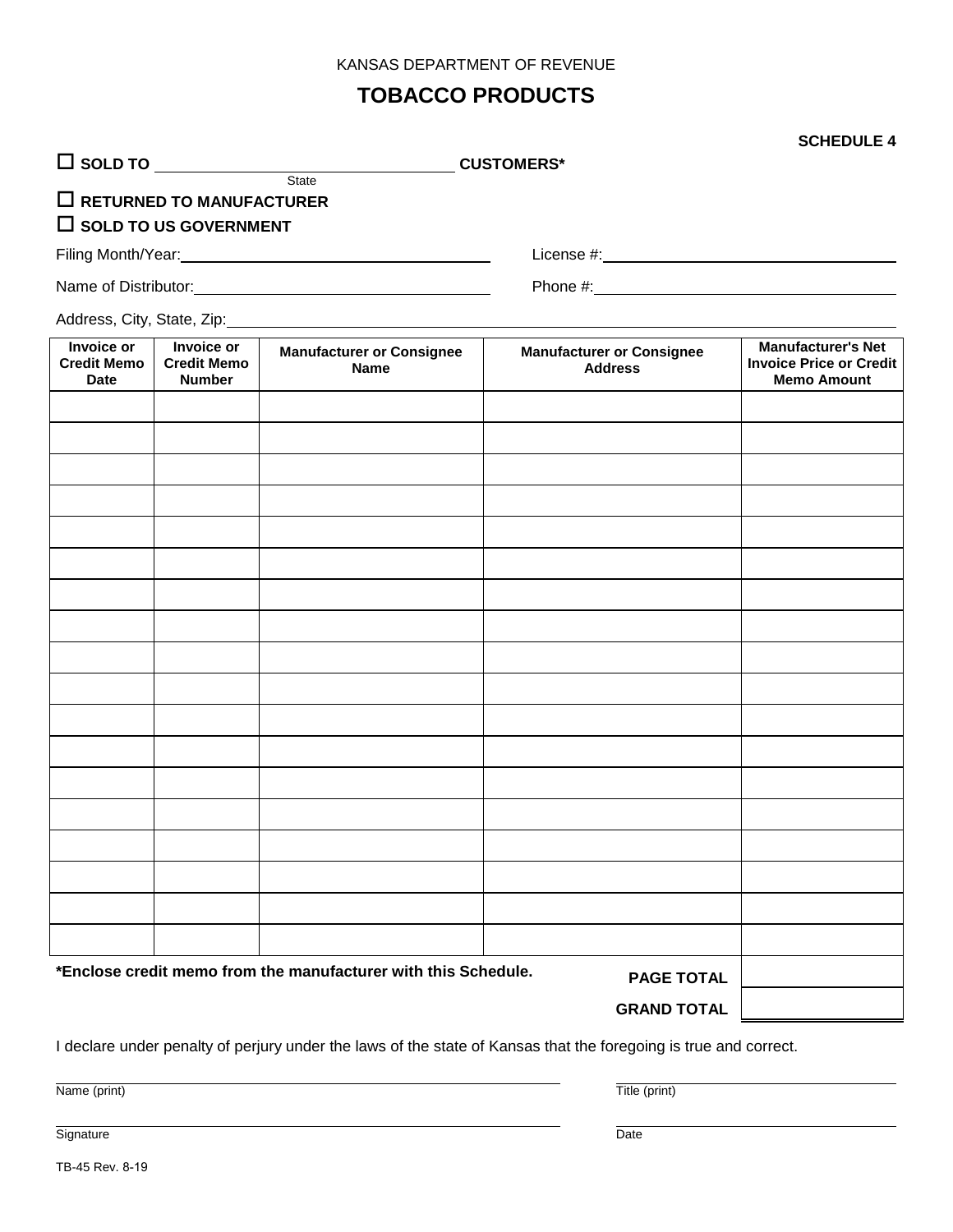KANSAS DEPARTMENT OF REVENUE

# TOBACCO PRODUCTS

**SCHEDULE 4**

☐ **SOLD TO** ______________________ **CUSTOMERS***
State

☐ **RETURNED TO MANUFACTURER**

☐ **SOLD TO US GOVERNMENT**

Filing Month/Year: ______________________ License #: ______________________

Name of Distributor: ______________________ Phone #: ______________________

Address, City, State, Zip: ______________________

| Invoice or Credit Memo Date | Invoice or Credit Memo Number | Manufacturer or Consignee Name | Manufacturer or Consignee Address | Manufacturer's Net Invoice Price or Credit Memo Amount |
|---|---|---|---|---|
| | | | | |
| | | | | |
| | | | | |
| | | | | |
| | | | | |
| | | | | |
| | | | | |
| | | | | |
| | | | | |
| | | | | |
| | | | | |
| | | | | |
| | | | | |
| | | | | |
| | | | | |
| | | | | |
| | | | | |
| | | | | |
| | | | **PAGE TOTAL** | |
| | | | **GRAND TOTAL** | |

***Enclose credit memo from the manufacturer with this Schedule.**

I declare under penalty of perjury under the laws of the state of Kansas that the foregoing is true and correct.

______________________ ______________________
Name (print) Title (print)

______________________ ______________________
Signature Date

TB-45 Rev. 8-19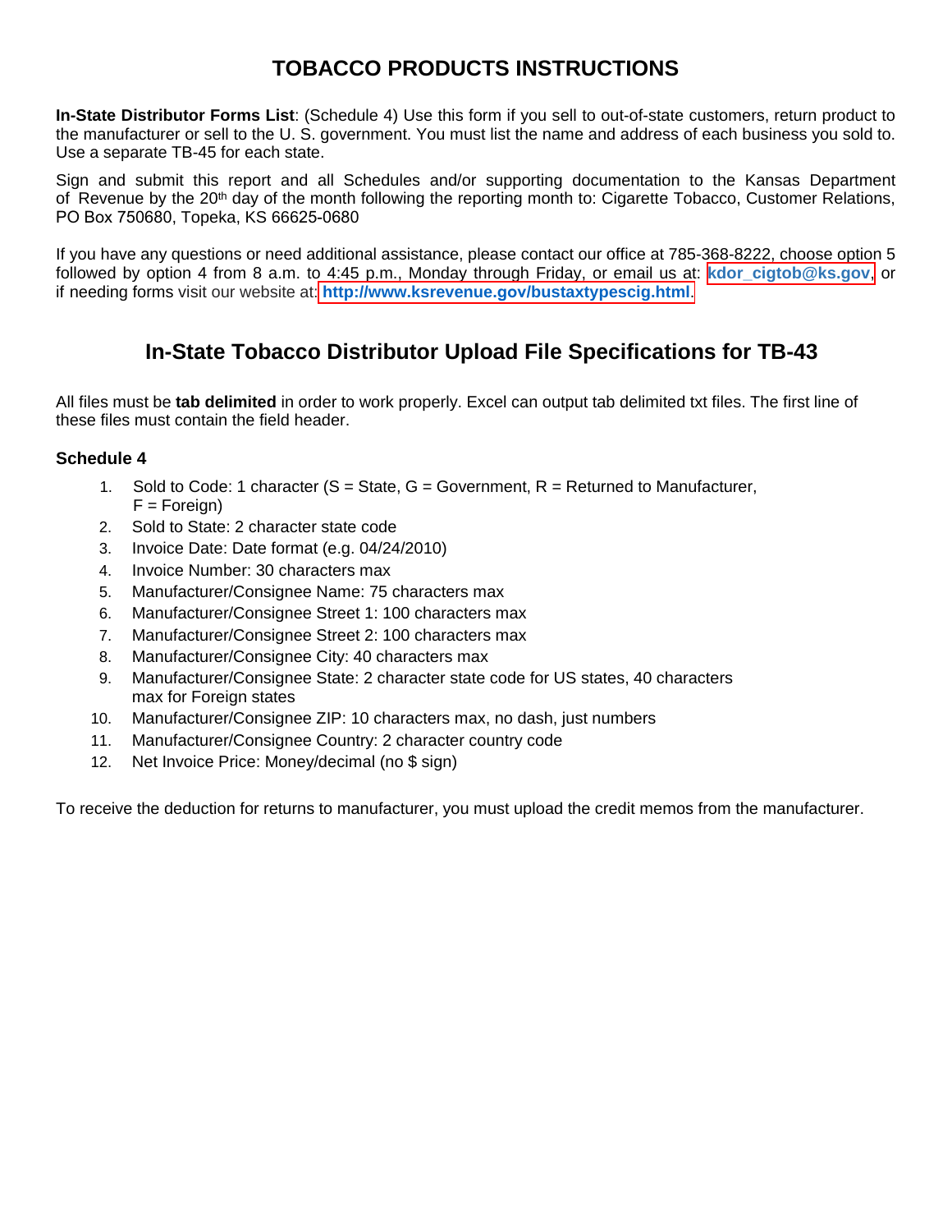# TOBACCO PRODUCTS INSTRUCTIONS

**In-State Distributor Forms List**: (Schedule 4) Use this form if you sell to out-of-state customers, return product to the manufacturer or sell to the U. S. government. You must list the name and address of each business you sold to. Use a separate TB-45 for each state.

Sign and submit this report and all Schedules and/or supporting documentation to the Kansas Department of Revenue by the 20th day of the month following the reporting month to: Cigarette Tobacco, Customer Relations, PO Box 750680, Topeka, KS 66625-0680

If you have any questions or need additional assistance, please contact our office at 785-368-8222, choose option 5 followed by option 4 from 8 a.m. to 4:45 p.m., Monday through Friday, or email us at: **kdor_cigtob@ks.gov**, or if needing forms visit our website at: **http://www.ksrevenue.gov/bustaxtypescig.html**.

## In-State Tobacco Distributor Upload File Specifications for TB-43

All files must be **tab delimited** in order to work properly. Excel can output tab delimited txt files. The first line of these files must contain the field header.

### Schedule 4

1. Sold to Code: 1 character (S = State, G = Government, R = Returned to Manufacturer, F = Foreign)
2. Sold to State: 2 character state code
3. Invoice Date: Date format (e.g. 04/24/2010)
4. Invoice Number: 30 characters max
5. Manufacturer/Consignee Name: 75 characters max
6. Manufacturer/Consignee Street 1: 100 characters max
7. Manufacturer/Consignee Street 2: 100 characters max
8. Manufacturer/Consignee City: 40 characters max
9. Manufacturer/Consignee State: 2 character state code for US states, 40 characters max for Foreign states
10. Manufacturer/Consignee ZIP: 10 characters max, no dash, just numbers
11. Manufacturer/Consignee Country: 2 character country code
12. Net Invoice Price: Money/decimal (no $ sign)

To receive the deduction for returns to manufacturer, you must upload the credit memos from the manufacturer.